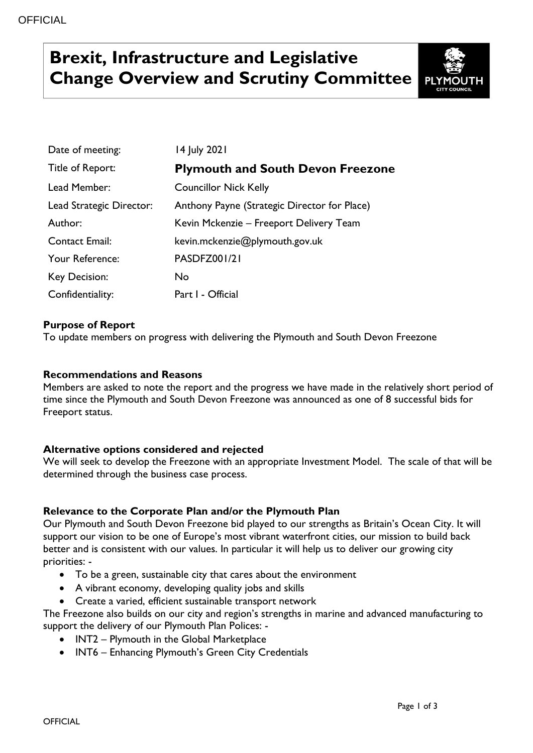# Brexit, Infrastructure and Legislative Change Overview and Scrutiny Committee

| | |
|---|---|
| Date of meeting: | 14 July 2021 |
| Title of Report: | **Plymouth and South Devon Freezone** |
| Lead Member: | Councillor Nick Kelly |
| Lead Strategic Director: | Anthony Payne (Strategic Director for Place) |
| Author: | Kevin Mckenzie – Freeport Delivery Team |
| Contact Email: | kevin.mckenzie@plymouth.gov.uk |
| Your Reference: | PASDFZ001/21 |
| Key Decision: | No |
| Confidentiality: | Part I - Official |

**Purpose of Report**

To update members on progress with delivering the Plymouth and South Devon Freezone

**Recommendations and Reasons**

Members are asked to note the report and the progress we have made in the relatively short period of time since the Plymouth and South Devon Freezone was announced as one of 8 successful bids for Freeport status.

**Alternative options considered and rejected**

We will seek to develop the Freezone with an appropriate Investment Model. The scale of that will be determined through the business case process.

**Relevance to the Corporate Plan and/or the Plymouth Plan**

Our Plymouth and South Devon Freezone bid played to our strengths as Britain's Ocean City. It will support our vision to be one of Europe's most vibrant waterfront cities, our mission to build back better and is consistent with our values. In particular it will help us to deliver our growing city priorities: -

- To be a green, sustainable city that cares about the environment
- A vibrant economy, developing quality jobs and skills
- Create a varied, efficient sustainable transport network

The Freezone also builds on our city and region's strengths in marine and advanced manufacturing to support the delivery of our Plymouth Plan Polices: -

- INT2 – Plymouth in the Global Marketplace
- INT6 – Enhancing Plymouth's Green City Credentials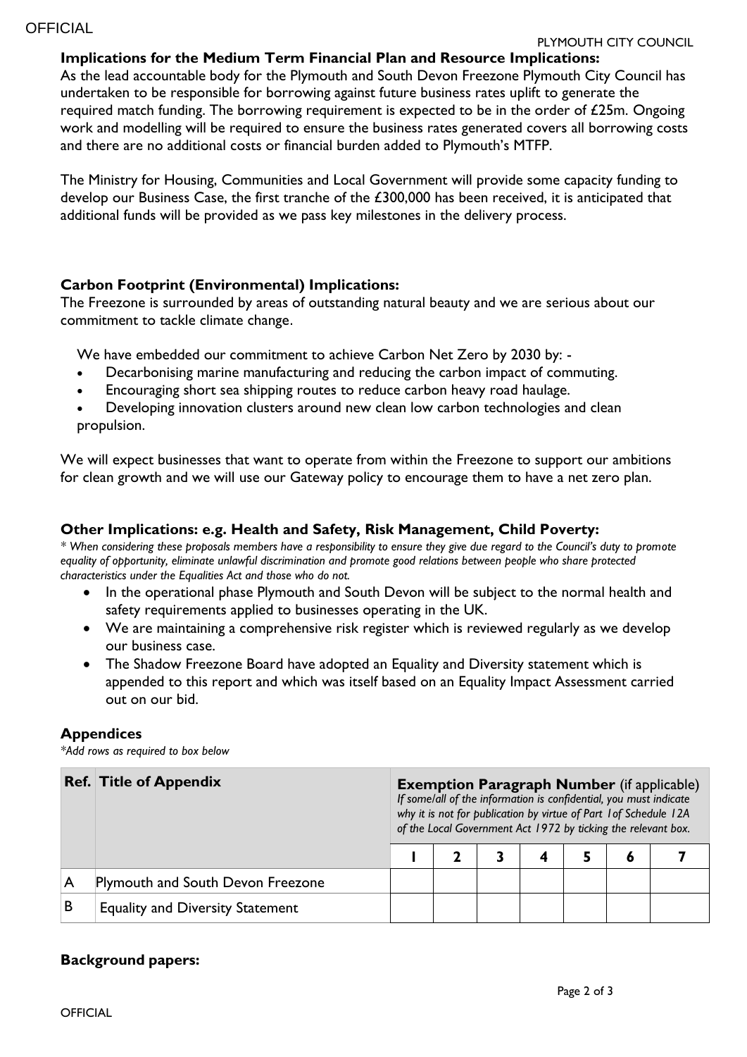**Implications for the Medium Term Financial Plan and Resource Implications:**
As the lead accountable body for the Plymouth and South Devon Freezone Plymouth City Council has undertaken to be responsible for borrowing against future business rates uplift to generate the required match funding. The borrowing requirement is expected to be in the order of £25m. Ongoing work and modelling will be required to ensure the business rates generated covers all borrowing costs and there are no additional costs or financial burden added to Plymouth's MTFP.

The Ministry for Housing, Communities and Local Government will provide some capacity funding to develop our Business Case, the first tranche of the £300,000 has been received, it is anticipated that additional funds will be provided as we pass key milestones in the delivery process.

**Carbon Footprint (Environmental) Implications:**
The Freezone is surrounded by areas of outstanding natural beauty and we are serious about our commitment to tackle climate change.

We have embedded our commitment to achieve Carbon Net Zero by 2030 by: -

- Decarbonising marine manufacturing and reducing the carbon impact of commuting.
- Encouraging short sea shipping routes to reduce carbon heavy road haulage.
- Developing innovation clusters around new clean low carbon technologies and clean propulsion.

We will expect businesses that want to operate from within the Freezone to support our ambitions for clean growth and we will use our Gateway policy to encourage them to have a net zero plan.

**Other Implications: e.g. Health and Safety, Risk Management, Child Poverty:**
*\* When considering these proposals members have a responsibility to ensure they give due regard to the Council's duty to promote equality of opportunity, eliminate unlawful discrimination and promote good relations between people who share protected characteristics under the Equalities Act and those who do not.*

- In the operational phase Plymouth and South Devon will be subject to the normal health and safety requirements applied to businesses operating in the UK.
- We are maintaining a comprehensive risk register which is reviewed regularly as we develop our business case.
- The Shadow Freezone Board have adopted an Equality and Diversity statement which is appended to this report and which was itself based on an Equality Impact Assessment carried out on our bid.

**Appendices**
*\*Add rows as required to box below*

| Ref. | Title of Appendix | Exemption Paragraph Number (if applicable) *If some/all of the information is confidential, you must indicate why it is not for publication by virtue of Part 1of Schedule 12A of the Local Government Act 1972 by ticking the relevant box.* | | | | | | |
|---|---|---|---|---|---|---|---|---|
| | | 1 | 2 | 3 | 4 | 5 | 6 | 7 |
| A | Plymouth and South Devon Freezone | | | | | | | |
| B | Equality and Diversity Statement | | | | | | | |

**Background papers:**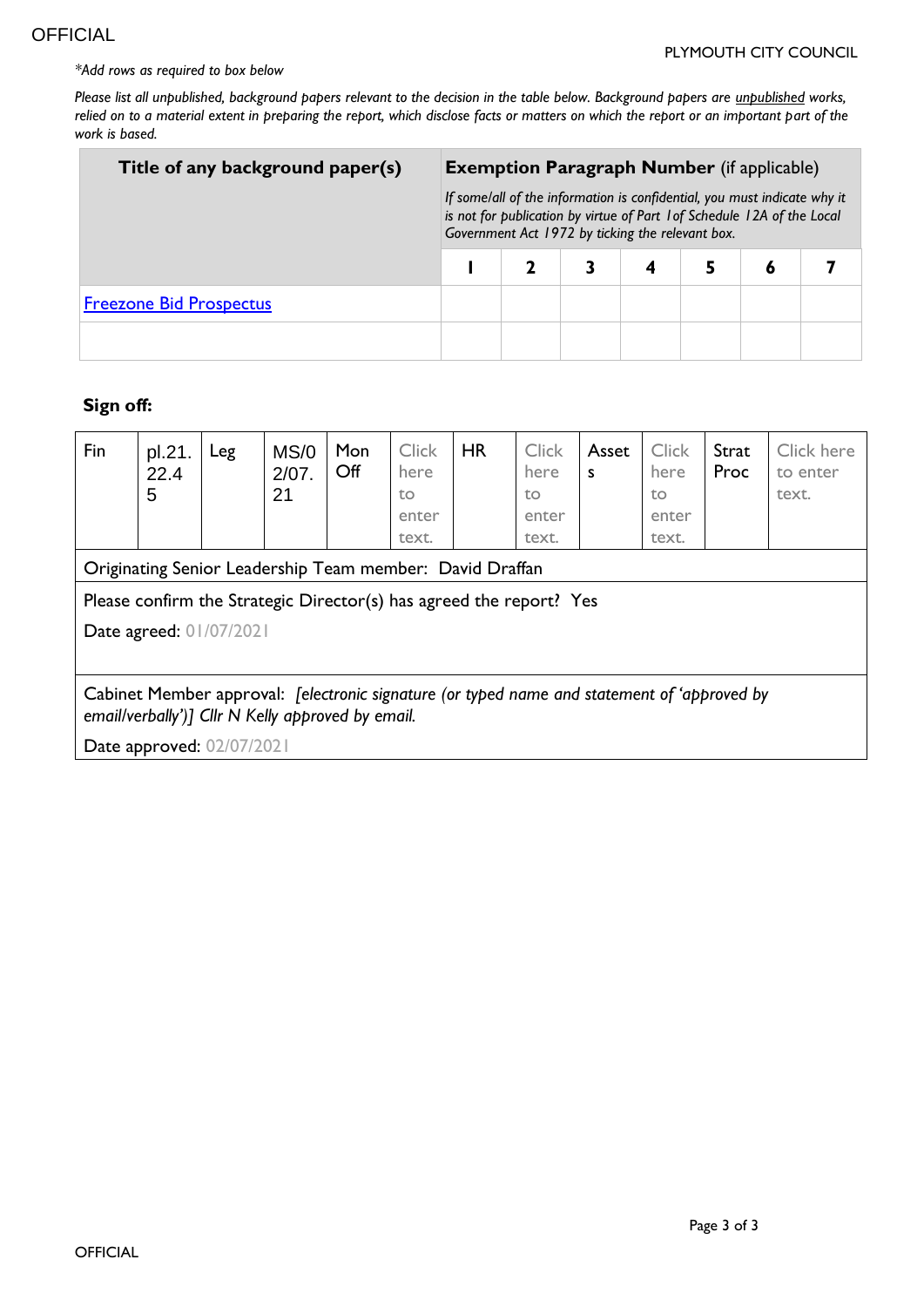*\*Add rows as required to box below*

*Please list all unpublished, background papers relevant to the decision in the table below. Background papers are unpublished works, relied on to a material extent in preparing the report, which disclose facts or matters on which the report or an important part of the work is based.*

| **Title of any background paper(s)** | **Exemption Paragraph Number** (if applicable) *If some/all of the information is confidential, you must indicate why it is not for publication by virtue of Part 1of Schedule 12A of the Local Government Act 1972 by ticking the relevant box.* | | | | | | |
|---|---|---|---|---|---|---|---|
| | **1** | **2** | **3** | **4** | **5** | **6** | **7** |
| Freezone Bid Prospectus | | | | | | | |
| | | | | | | | |

**Sign off:**

| | | | | | | | | | | | |
|---|---|---|---|---|---|---|---|---|---|---|---|
| Fin | pl.21.22.45 | Leg | MS/02/07.21 | Mon Off | Click here to enter text. | HR | Click here to enter text. | Assets | Click here to enter text. | Strat Proc | Click here to enter text. |

Originating Senior Leadership Team member: David Draffan

Please confirm the Strategic Director(s) has agreed the report? Yes

Date agreed: 01/07/2021

Cabinet Member approval: *[electronic signature (or typed name and statement of 'approved by email/verbally')] Cllr N Kelly approved by email.*

Date approved: 02/07/2021